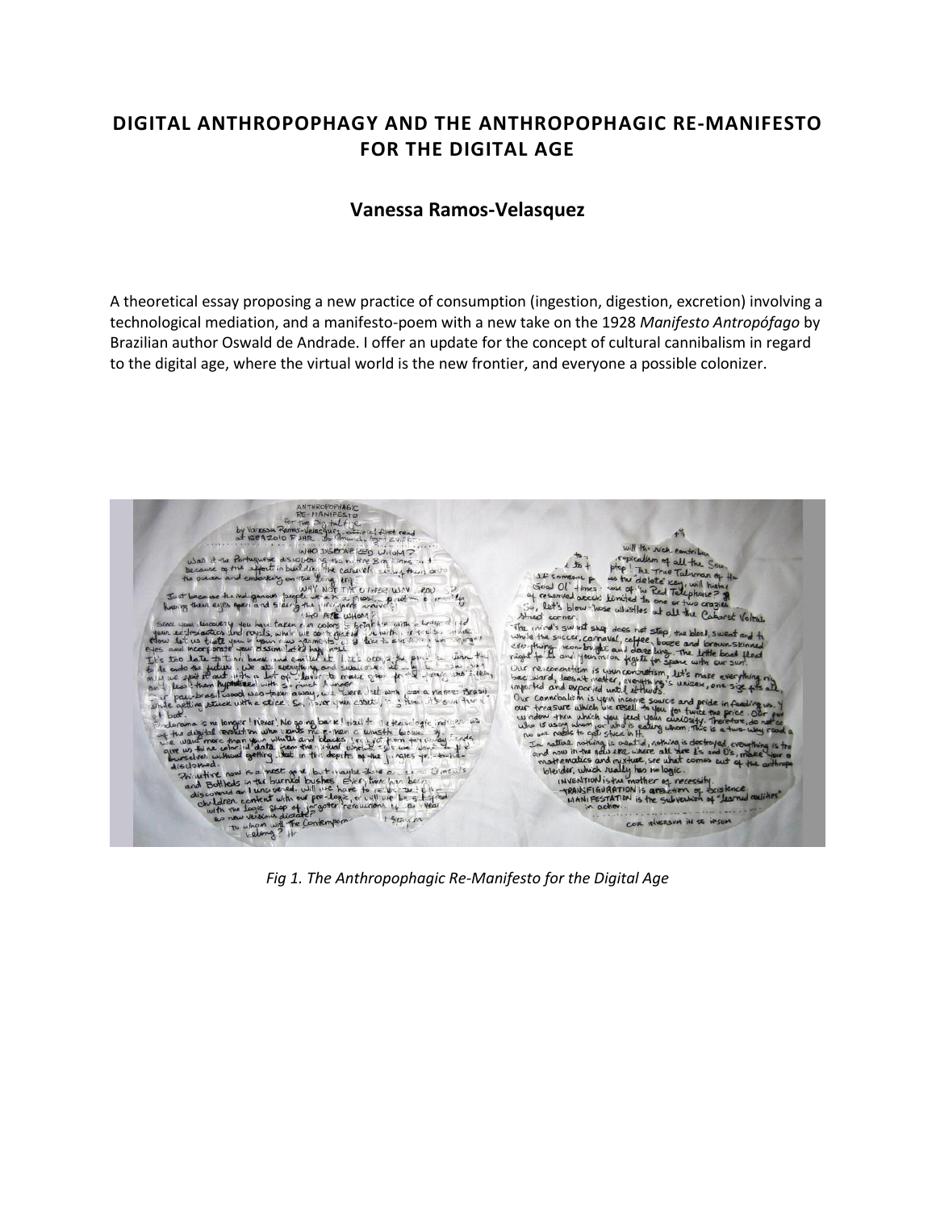# DIGITAL ANTHROPOPHAGY AND THE ANTHROPOPHAGIC RE-MANIFESTO FOR THE DIGITAL AGE

## Vanessa Ramos-Velasquez

A theoretical essay proposing a new practice of consumption (ingestion, digestion, excretion) involving a technological mediation, and a manifesto-poem with a new take on the 1928 *Manifesto Antropófago* by Brazilian author Oswald de Andrade. I offer an update for the concept of cultural cannibalism in regard to the digital age, where the virtual world is the new frontier, and everyone a possible colonizer.

*Fig 1. The Anthropophagic Re-Manifesto for the Digital Age*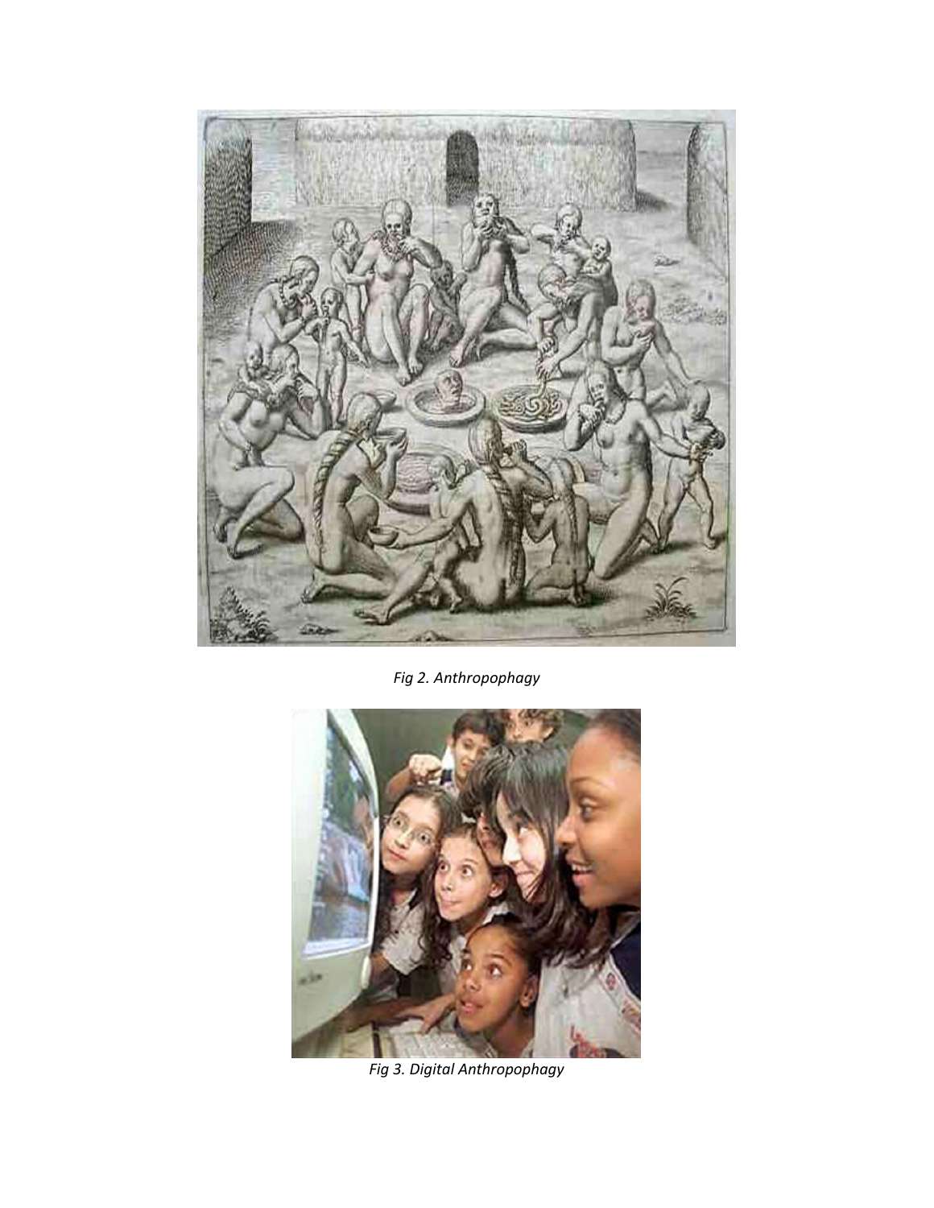*Fig 2. Anthropophagy*

*Fig 3. Digital Anthropophagy*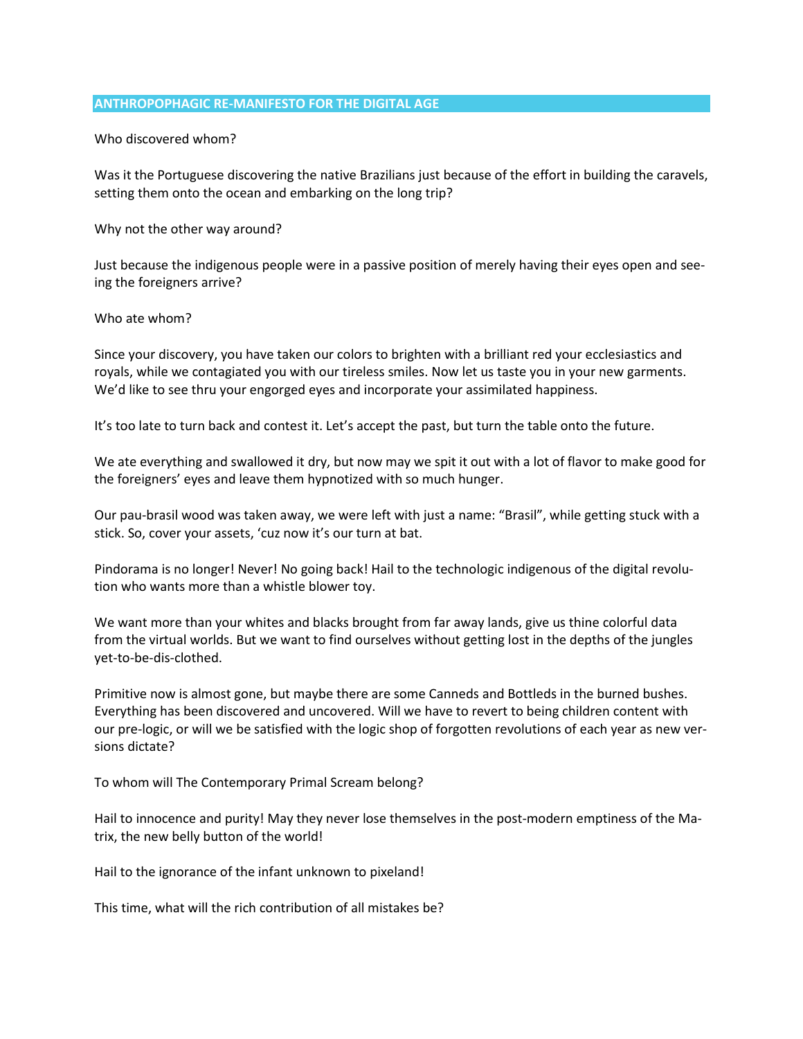## ANTHROPOPHAGIC RE-MANIFESTO FOR THE DIGITAL AGE

Who discovered whom?

Was it the Portuguese discovering the native Brazilians just because of the effort in building the caravels, setting them onto the ocean and embarking on the long trip?

Why not the other way around?

Just because the indigenous people were in a passive position of merely having their eyes open and seeing the foreigners arrive?

Who ate whom?

Since your discovery, you have taken our colors to brighten with a brilliant red your ecclesiastics and royals, while we contagiated you with our tireless smiles. Now let us taste you in your new garments. We'd like to see thru your engorged eyes and incorporate your assimilated happiness.

It's too late to turn back and contest it. Let's accept the past, but turn the table onto the future.

We ate everything and swallowed it dry, but now may we spit it out with a lot of flavor to make good for the foreigners' eyes and leave them hypnotized with so much hunger.

Our pau-brasil wood was taken away, we were left with just a name: "Brasil", while getting stuck with a stick. So, cover your assets, 'cuz now it's our turn at bat.

Pindorama is no longer! Never! No going back! Hail to the technologic indigenous of the digital revolution who wants more than a whistle blower toy.

We want more than your whites and blacks brought from far away lands, give us thine colorful data from the virtual worlds. But we want to find ourselves without getting lost in the depths of the jungles yet-to-be-dis-clothed.

Primitive now is almost gone, but maybe there are some Canneds and Bottleds in the burned bushes. Everything has been discovered and uncovered. Will we have to revert to being children content with our pre-logic, or will we be satisfied with the logic shop of forgotten revolutions of each year as new versions dictate?

To whom will The Contemporary Primal Scream belong?

Hail to innocence and purity! May they never lose themselves in the post-modern emptiness of the Matrix, the new belly button of the world!

Hail to the ignorance of the infant unknown to pixeland!

This time, what will the rich contribution of all mistakes be?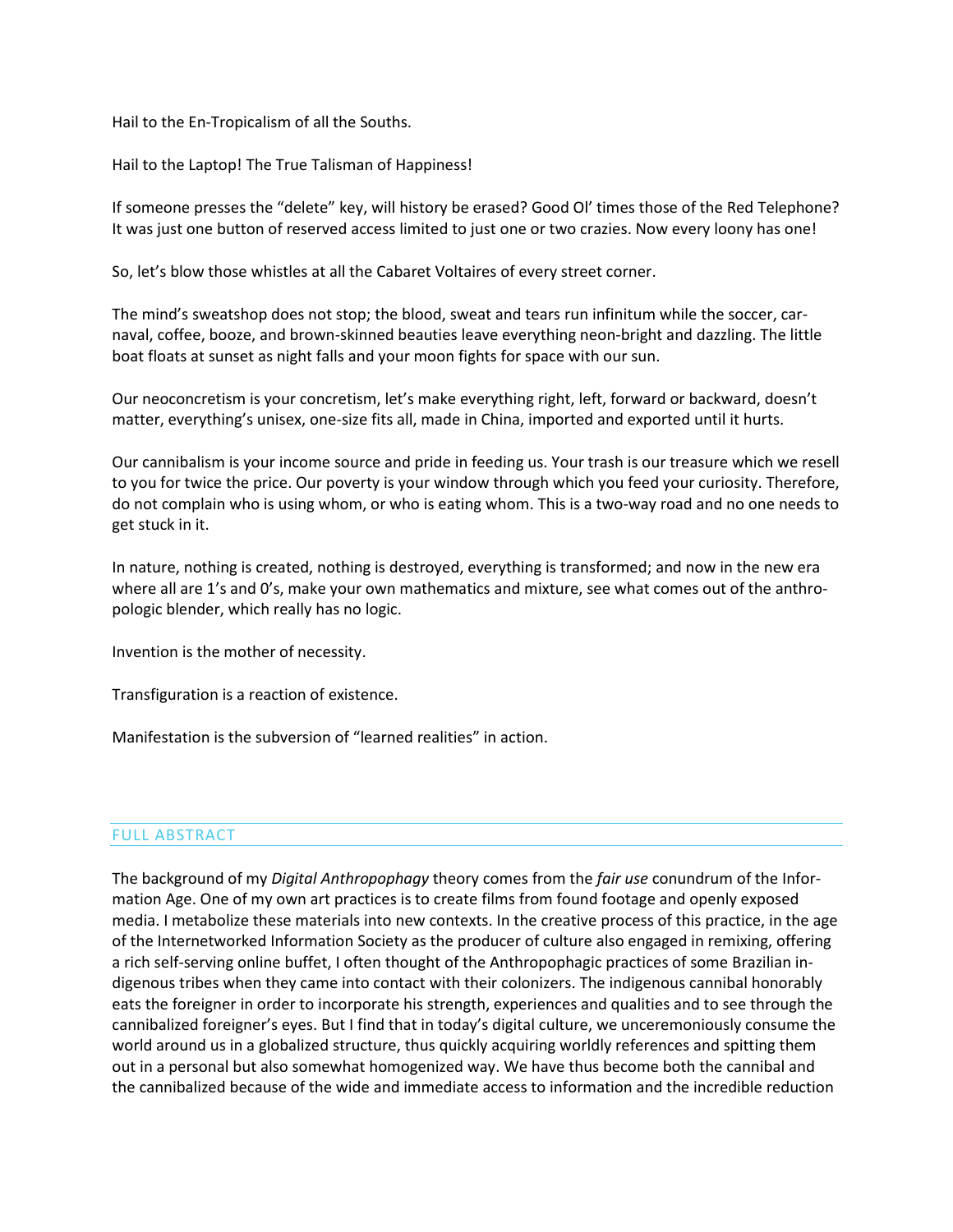Hail to the En-Tropicalism of all the Souths.

Hail to the Laptop! The True Talisman of Happiness!

If someone presses the "delete" key, will history be erased? Good Ol' times those of the Red Telephone? It was just one button of reserved access limited to just one or two crazies. Now every loony has one!

So, let's blow those whistles at all the Cabaret Voltaires of every street corner.

The mind's sweatshop does not stop; the blood, sweat and tears run infinitum while the soccer, carnaval, coffee, booze, and brown-skinned beauties leave everything neon-bright and dazzling. The little boat floats at sunset as night falls and your moon fights for space with our sun.

Our neoconcretism is your concretism, let's make everything right, left, forward or backward, doesn't matter, everything's unisex, one-size fits all, made in China, imported and exported until it hurts.

Our cannibalism is your income source and pride in feeding us. Your trash is our treasure which we resell to you for twice the price. Our poverty is your window through which you feed your curiosity. Therefore, do not complain who is using whom, or who is eating whom. This is a two-way road and no one needs to get stuck in it.

In nature, nothing is created, nothing is destroyed, everything is transformed; and now in the new era where all are 1's and 0's, make your own mathematics and mixture, see what comes out of the anthropologic blender, which really has no logic.

Invention is the mother of necessity.

Transfiguration is a reaction of existence.

Manifestation is the subversion of "learned realities" in action.

## FULL ABSTRACT

The background of my *Digital Anthropophagy* theory comes from the *fair use* conundrum of the Information Age. One of my own art practices is to create films from found footage and openly exposed media. I metabolize these materials into new contexts. In the creative process of this practice, in the age of the Internetworked Information Society as the producer of culture also engaged in remixing, offering a rich self-serving online buffet, I often thought of the Anthropophagic practices of some Brazilian indigenous tribes when they came into contact with their colonizers. The indigenous cannibal honorably eats the foreigner in order to incorporate his strength, experiences and qualities and to see through the cannibalized foreigner's eyes. But I find that in today's digital culture, we unceremoniously consume the world around us in a globalized structure, thus quickly acquiring worldly references and spitting them out in a personal but also somewhat homogenized way. We have thus become both the cannibal and the cannibalized because of the wide and immediate access to information and the incredible reduction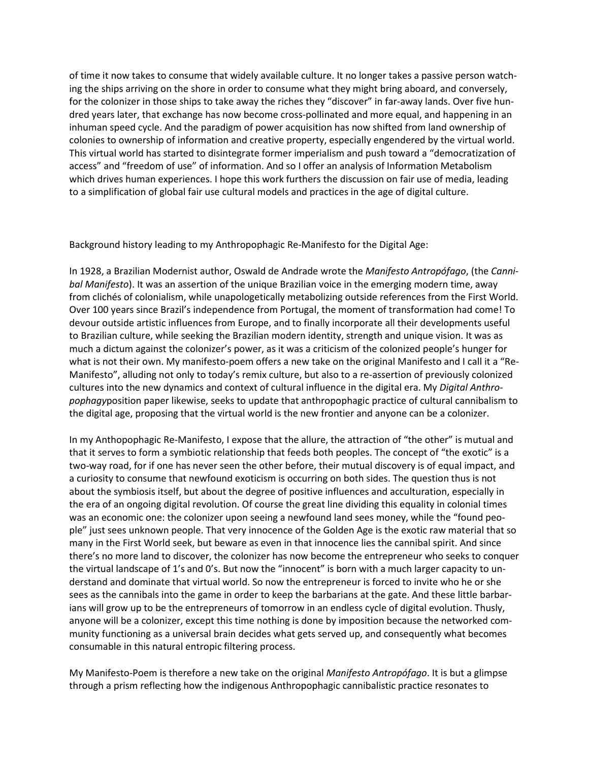of time it now takes to consume that widely available culture. It no longer takes a passive person watching the ships arriving on the shore in order to consume what they might bring aboard, and conversely, for the colonizer in those ships to take away the riches they "discover" in far-away lands. Over five hundred years later, that exchange has now become cross-pollinated and more equal, and happening in an inhuman speed cycle. And the paradigm of power acquisition has now shifted from land ownership of colonies to ownership of information and creative property, especially engendered by the virtual world. This virtual world has started to disintegrate former imperialism and push toward a "democratization of access" and "freedom of use" of information. And so I offer an analysis of Information Metabolism which drives human experiences. I hope this work furthers the discussion on fair use of media, leading to a simplification of global fair use cultural models and practices in the age of digital culture.

Background history leading to my Anthropophagic Re-Manifesto for the Digital Age:

In 1928, a Brazilian Modernist author, Oswald de Andrade wrote the *Manifesto Antropófago*, (the *Cannibal Manifesto*). It was an assertion of the unique Brazilian voice in the emerging modern time, away from clichés of colonialism, while unapologetically metabolizing outside references from the First World. Over 100 years since Brazil's independence from Portugal, the moment of transformation had come! To devour outside artistic influences from Europe, and to finally incorporate all their developments useful to Brazilian culture, while seeking the Brazilian modern identity, strength and unique vision. It was as much a dictum against the colonizer's power, as it was a criticism of the colonized people's hunger for what is not their own. My manifesto-poem offers a new take on the original Manifesto and I call it a "Re-Manifesto", alluding not only to today's remix culture, but also to a re-assertion of previously colonized cultures into the new dynamics and context of cultural influence in the digital era. My *Digital Anthropophagy*position paper likewise, seeks to update that anthropophagic practice of cultural cannibalism to the digital age, proposing that the virtual world is the new frontier and anyone can be a colonizer.

In my Anthopophagic Re-Manifesto, I expose that the allure, the attraction of "the other" is mutual and that it serves to form a symbiotic relationship that feeds both peoples. The concept of "the exotic" is a two-way road, for if one has never seen the other before, their mutual discovery is of equal impact, and a curiosity to consume that newfound exoticism is occurring on both sides. The question thus is not about the symbiosis itself, but about the degree of positive influences and acculturation, especially in the era of an ongoing digital revolution. Of course the great line dividing this equality in colonial times was an economic one: the colonizer upon seeing a newfound land sees money, while the "found people" just sees unknown people. That very innocence of the Golden Age is the exotic raw material that so many in the First World seek, but beware as even in that innocence lies the cannibal spirit. And since there's no more land to discover, the colonizer has now become the entrepreneur who seeks to conquer the virtual landscape of 1's and 0's. But now the "innocent" is born with a much larger capacity to understand and dominate that virtual world. So now the entrepreneur is forced to invite who he or she sees as the cannibals into the game in order to keep the barbarians at the gate. And these little barbarians will grow up to be the entrepreneurs of tomorrow in an endless cycle of digital evolution. Thusly, anyone will be a colonizer, except this time nothing is done by imposition because the networked community functioning as a universal brain decides what gets served up, and consequently what becomes consumable in this natural entropic filtering process.

My Manifesto-Poem is therefore a new take on the original *Manifesto Antropófago*. It is but a glimpse through a prism reflecting how the indigenous Anthropophagic cannibalistic practice resonates to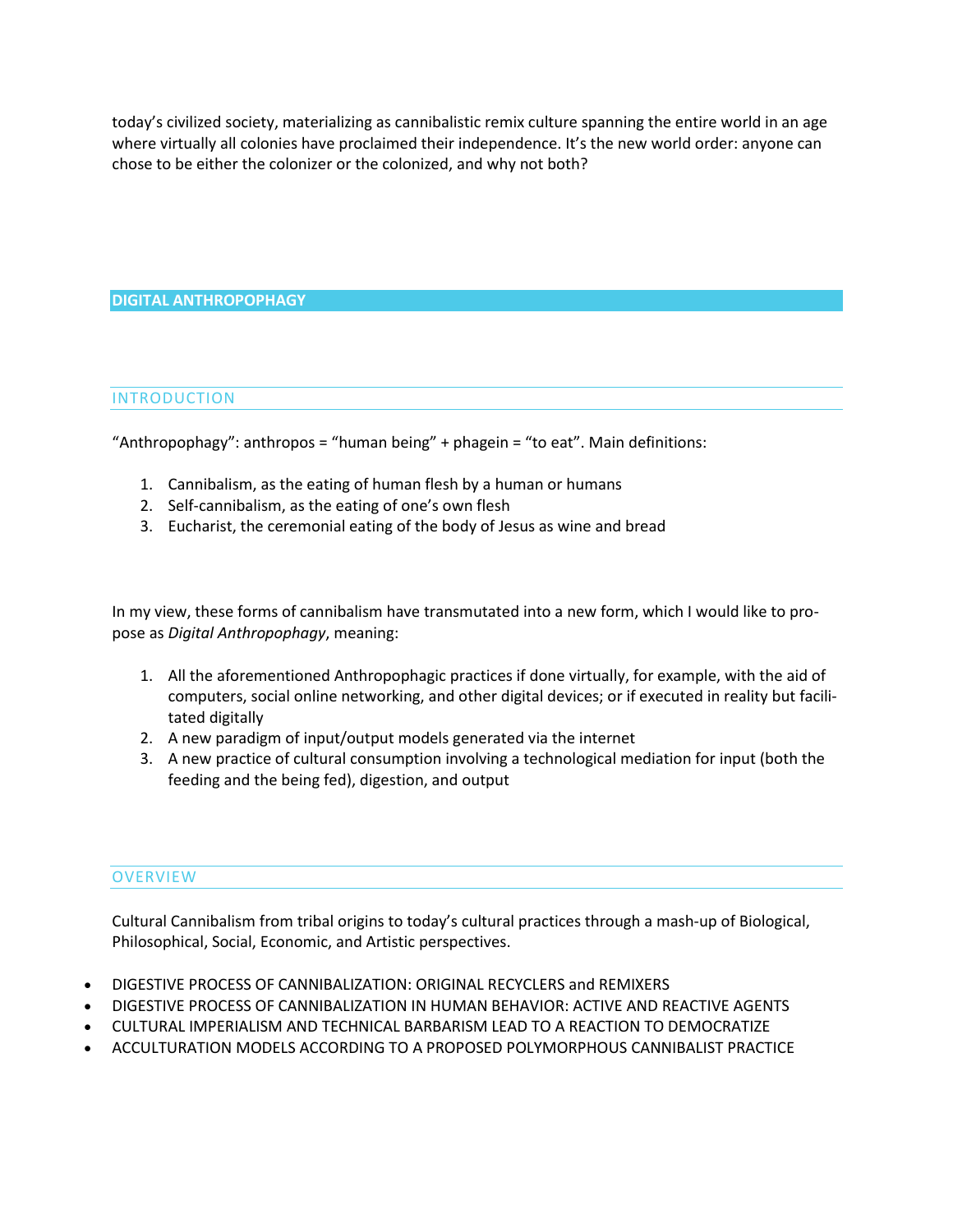today's civilized society, materializing as cannibalistic remix culture spanning the entire world in an age where virtually all colonies have proclaimed their independence. It's the new world order: anyone can chose to be either the colonizer or the colonized, and why not both?

# DIGITAL ANTHROPOPHAGY

## INTRODUCTION

"Anthropophagy": anthropos = "human being" + phagein = "to eat". Main definitions:

1. Cannibalism, as the eating of human flesh by a human or humans
2. Self-cannibalism, as the eating of one's own flesh
3. Eucharist, the ceremonial eating of the body of Jesus as wine and bread

In my view, these forms of cannibalism have transmutated into a new form, which I would like to propose as *Digital Anthropophagy*, meaning:

1. All the aforementioned Anthropophagic practices if done virtually, for example, with the aid of computers, social online networking, and other digital devices; or if executed in reality but facilitated digitally
2. A new paradigm of input/output models generated via the internet
3. A new practice of cultural consumption involving a technological mediation for input (both the feeding and the being fed), digestion, and output

## OVERVIEW

Cultural Cannibalism from tribal origins to today's cultural practices through a mash-up of Biological, Philosophical, Social, Economic, and Artistic perspectives.

- DIGESTIVE PROCESS OF CANNIBALIZATION: ORIGINAL RECYCLERS and REMIXERS
- DIGESTIVE PROCESS OF CANNIBALIZATION IN HUMAN BEHAVIOR: ACTIVE AND REACTIVE AGENTS
- CULTURAL IMPERIALISM AND TECHNICAL BARBARISM LEAD TO A REACTION TO DEMOCRATIZE
- ACCULTURATION MODELS ACCORDING TO A PROPOSED POLYMORPHOUS CANNIBALIST PRACTICE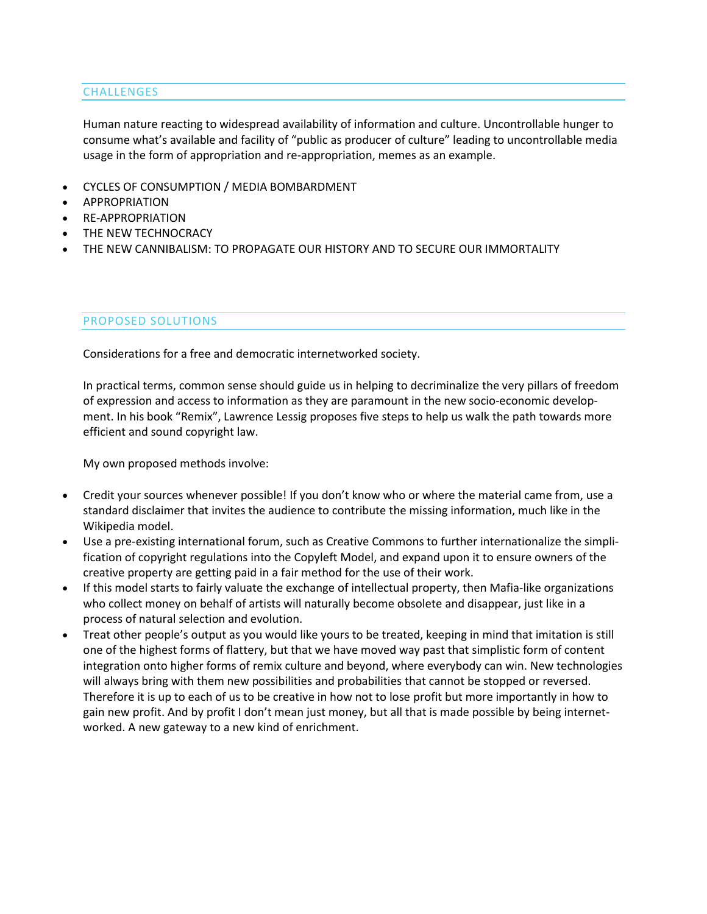## CHALLENGES

Human nature reacting to widespread availability of information and culture. Uncontrollable hunger to consume what's available and facility of "public as producer of culture" leading to uncontrollable media usage in the form of appropriation and re-appropriation, memes as an example.

- CYCLES OF CONSUMPTION / MEDIA BOMBARDMENT
- APPROPRIATION
- RE-APPROPRIATION
- THE NEW TECHNOCRACY
- THE NEW CANNIBALISM: TO PROPAGATE OUR HISTORY AND TO SECURE OUR IMMORTALITY

## PROPOSED SOLUTIONS

Considerations for a free and democratic internetworked society.

In practical terms, common sense should guide us in helping to decriminalize the very pillars of freedom of expression and access to information as they are paramount in the new socio-economic development. In his book "Remix", Lawrence Lessig proposes five steps to help us walk the path towards more efficient and sound copyright law.

My own proposed methods involve:

- Credit your sources whenever possible! If you don't know who or where the material came from, use a standard disclaimer that invites the audience to contribute the missing information, much like in the Wikipedia model.
- Use a pre-existing international forum, such as Creative Commons to further internationalize the simplification of copyright regulations into the Copyleft Model, and expand upon it to ensure owners of the creative property are getting paid in a fair method for the use of their work.
- If this model starts to fairly valuate the exchange of intellectual property, then Mafia-like organizations who collect money on behalf of artists will naturally become obsolete and disappear, just like in a process of natural selection and evolution.
- Treat other people's output as you would like yours to be treated, keeping in mind that imitation is still one of the highest forms of flattery, but that we have moved way past that simplistic form of content integration onto higher forms of remix culture and beyond, where everybody can win. New technologies will always bring with them new possibilities and probabilities that cannot be stopped or reversed. Therefore it is up to each of us to be creative in how not to lose profit but more importantly in how to gain new profit. And by profit I don't mean just money, but all that is made possible by being internetworked. A new gateway to a new kind of enrichment.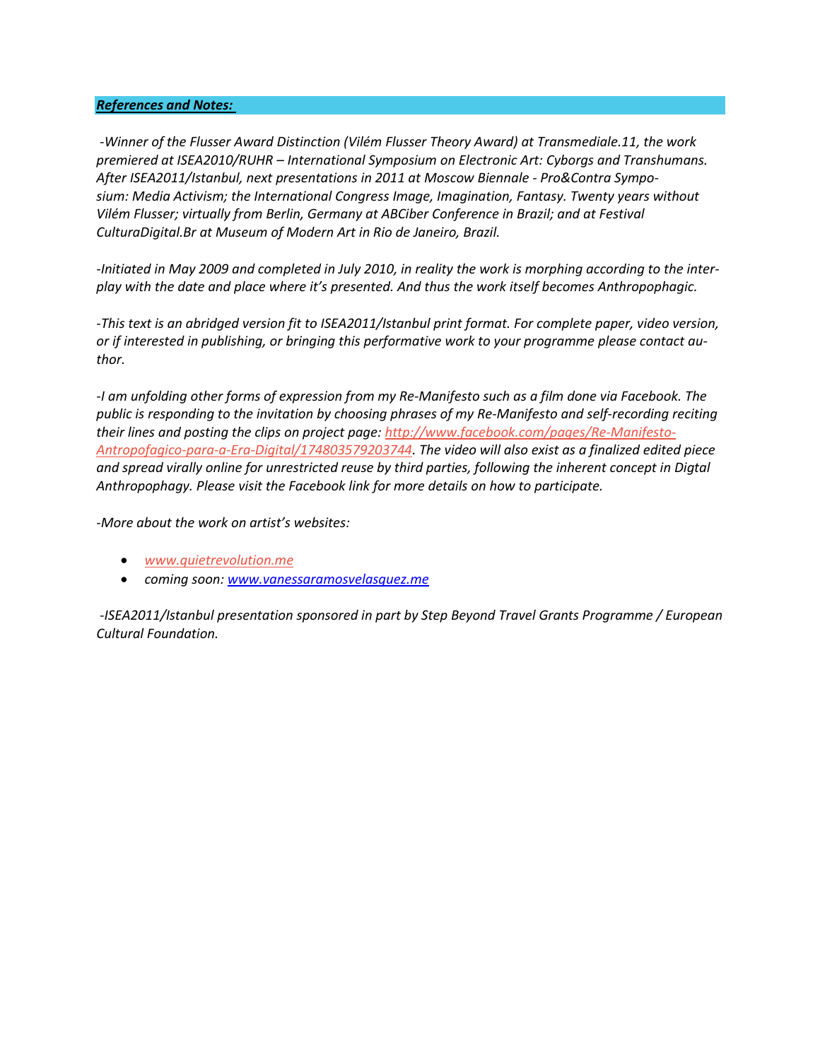***References and Notes:***

*-Winner of the Flusser Award Distinction (Vilém Flusser Theory Award) at Transmediale.11, the work premiered at ISEA2010/RUHR – International Symposium on Electronic Art: Cyborgs and Transhumans. After ISEA2011/Istanbul, next presentations in 2011 at Moscow Biennale - Pro&Contra Symposium: Media Activism; the International Congress Image, Imagination, Fantasy. Twenty years without Vilém Flusser; virtually from Berlin, Germany at ABCiber Conference in Brazil; and at Festival CulturaDigital.Br at Museum of Modern Art in Rio de Janeiro, Brazil.*

*-Initiated in May 2009 and completed in July 2010, in reality the work is morphing according to the interplay with the date and place where it's presented. And thus the work itself becomes Anthropophagic.*

*-This text is an abridged version fit to ISEA2011/Istanbul print format. For complete paper, video version, or if interested in publishing, or bringing this performative work to your programme please contact author.*

*-I am unfolding other forms of expression from my Re-Manifesto such as a film done via Facebook. The public is responding to the invitation by choosing phrases of my Re-Manifesto and self-recording reciting their lines and posting the clips on project page: [http://www.facebook.com/pages/Re-Manifesto-Antropofagico-para-a-Era-Digital/174803579203744](http://www.facebook.com/pages/Re-Manifesto-Antropofagico-para-a-Era-Digital/174803579203744). The video will also exist as a finalized edited piece and spread virally online for unrestricted reuse by third parties, following the inherent concept in Digtal Anthropophagy. Please visit the Facebook link for more details on how to participate.*

*-More about the work on artist's websites:*

- *[www.quietrevolution.me](www.quietrevolution.me)*
- *coming soon: [www.vanessaramosvelasquez.me](www.vanessaramosvelasquez.me)*

*-ISEA2011/Istanbul presentation sponsored in part by Step Beyond Travel Grants Programme / European Cultural Foundation.*